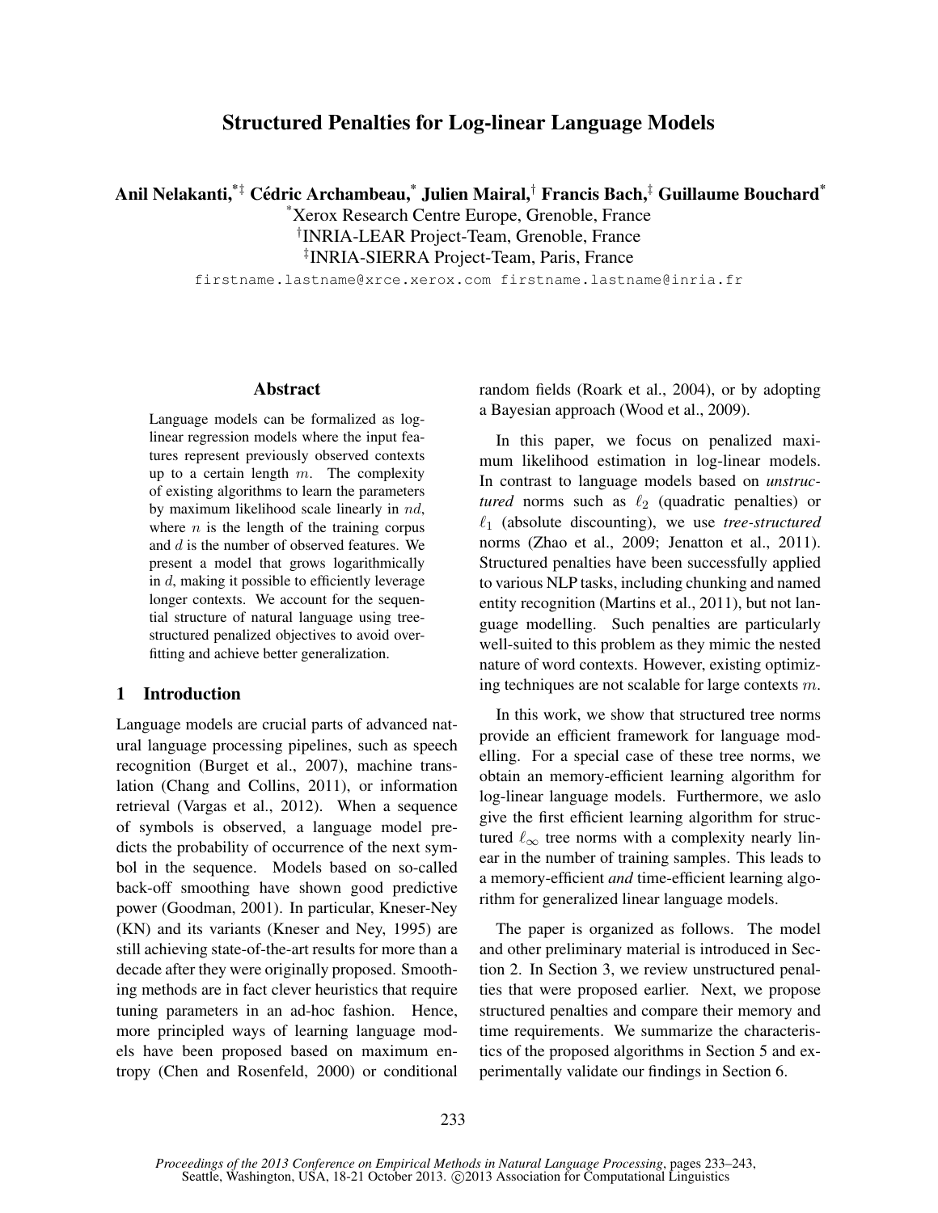# Structured Penalties for Log-linear Language Models

**Anil Nelakanti,[*‡] Cédric Archambeau,[*] Julien Mairal,[†] Francis Bach,[‡] Guillaume Bouchard[*]**

[*]Xerox Research Centre Europe, Grenoble, France
[†]INRIA-LEAR Project-Team, Grenoble, France
[‡]INRIA-SIERRA Project-Team, Paris, France

firstname.lastname@xrce.xerox.com firstname.lastname@inria.fr

## Abstract

Language models can be formalized as log-linear regression models where the input features represent previously observed contexts up to a certain length $m$. The complexity of existing algorithms to learn the parameters by maximum likelihood scale linearly in $nd$, where $n$ is the length of the training corpus and $d$ is the number of observed features. We present a model that grows logarithmically in $d$, making it possible to efficiently leverage longer contexts. We account for the sequential structure of natural language using tree-structured penalized objectives to avoid overfitting and achieve better generalization.

## 1 Introduction

Language models are crucial parts of advanced natural language processing pipelines, such as speech recognition (Burget et al., 2007), machine translation (Chang and Collins, 2011), or information retrieval (Vargas et al., 2012). When a sequence of symbols is observed, a language model predicts the probability of occurrence of the next symbol in the sequence. Models based on so-called back-off smoothing have shown good predictive power (Goodman, 2001). In particular, Kneser-Ney (KN) and its variants (Kneser and Ney, 1995) are still achieving state-of-the-art results for more than a decade after they were originally proposed. Smoothing methods are in fact clever heuristics that require tuning parameters in an ad-hoc fashion. Hence, more principled ways of learning language models have been proposed based on maximum entropy (Chen and Rosenfeld, 2000) or conditional random fields (Roark et al., 2004), or by adopting a Bayesian approach (Wood et al., 2009).

In this paper, we focus on penalized maximum likelihood estimation in log-linear models. In contrast to language models based on *unstructured* norms such as $\ell_2$ (quadratic penalties) or $\ell_1$ (absolute discounting), we use *tree-structured* norms (Zhao et al., 2009; Jenatton et al., 2011). Structured penalties have been successfully applied to various NLP tasks, including chunking and named entity recognition (Martins et al., 2011), but not language modelling. Such penalties are particularly well-suited to this problem as they mimic the nested nature of word contexts. However, existing optimizing techniques are not scalable for large contexts $m$.

In this work, we show that structured tree norms provide an efficient framework for language modelling. For a special case of these tree norms, we obtain an memory-efficient learning algorithm for log-linear language models. Furthermore, we aslo give the first efficient learning algorithm for structured $\ell_\infty$ tree norms with a complexity nearly linear in the number of training samples. This leads to a memory-efficient *and* time-efficient learning algorithm for generalized linear language models.

The paper is organized as follows. The model and other preliminary material is introduced in Section 2. In Section 3, we review unstructured penalties that were proposed earlier. Next, we propose structured penalties and compare their memory and time requirements. We summarize the characteristics of the proposed algorithms in Section 5 and experimentally validate our findings in Section 6.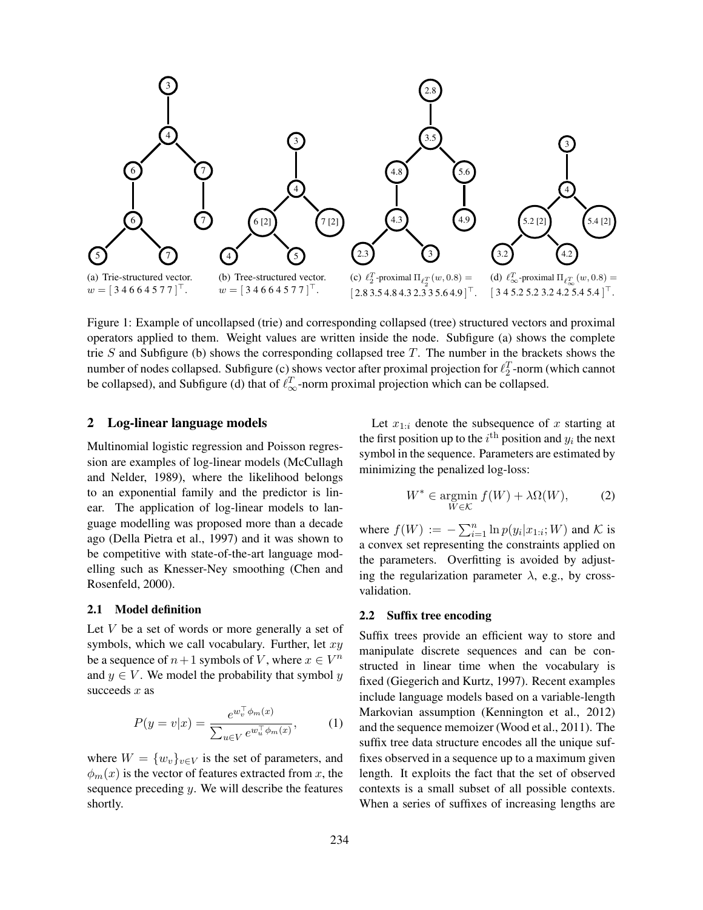(a) Trie-structured vector. $w = [\,3\,4\,6\,6\,4\,5\,7\,7\,]^\top$.

(b) Tree-structured vector. $w = [\,3\,4\,6\,6\,4\,5\,7\,7\,]^\top$.

(c) $\ell_2^T$-proximal $\Pi_{\ell_2^T}(w, 0.8) = [\,2.8\,3.5\,4.8\,4.3\,2.3\,3\,5.6\,4.9\,]^\top$.

(d) $\ell_\infty^T$-proximal $\Pi_{\ell_\infty^T}(w, 0.8) = [\,3\,4\,5.2\,5.2\,3.2\,4.2\,5.4\,5.4\,]^\top$.

Figure 1: Example of uncollapsed (trie) and corresponding collapsed (tree) structured vectors and proximal operators applied to them. Weight values are written inside the node. Subfigure (a) shows the complete trie $S$ and Subfigure (b) shows the corresponding collapsed tree $T$. The number in the brackets shows the number of nodes collapsed. Subfigure (c) shows vector after proximal projection for $\ell_2^T$-norm (which cannot be collapsed), and Subfigure (d) that of $\ell_\infty^T$-norm proximal projection which can be collapsed.

## 2 Log-linear language models

Multinomial logistic regression and Poisson regression are examples of log-linear models (McCullagh and Nelder, 1989), where the likelihood belongs to an exponential family and the predictor is linear. The application of log-linear models to language modelling was proposed more than a decade ago (Della Pietra et al., 1997) and it was shown to be competitive with state-of-the-art language modelling such as Knesser-Ney smoothing (Chen and Rosenfeld, 2000).

### 2.1 Model definition

Let $V$ be a set of words or more generally a set of symbols, which we call vocabulary. Further, let $xy$ be a sequence of $n+1$ symbols of $V$, where $x \in V^n$ and $y \in V$. We model the probability that symbol $y$ succeeds $x$ as

$$P(y = v|x) = \frac{e^{w_v^\top \phi_m(x)}}{\sum_{u \in V} e^{w_u^\top \phi_m(x)}}, \qquad (1)$$

where $W = \{w_v\}_{v \in V}$ is the set of parameters, and $\phi_m(x)$ is the vector of features extracted from $x$, the sequence preceding $y$. We will describe the features shortly.

Let $x_{1:i}$ denote the subsequence of $x$ starting at the first position up to the $i^{\text{th}}$ position and $y_i$ the next symbol in the sequence. Parameters are estimated by minimizing the penalized log-loss:

$$W^* \in \operatorname*{argmin}_{W \in \mathcal{K}} f(W) + \lambda \Omega(W), \qquad (2)$$

where $f(W) := -\sum_{i=1}^n \ln p(y_i|x_{1:i}; W)$ and $\mathcal{K}$ is a convex set representing the constraints applied on the parameters. Overfitting is avoided by adjusting the regularization parameter $\lambda$, e.g., by cross-validation.

### 2.2 Suffix tree encoding

Suffix trees provide an efficient way to store and manipulate discrete sequences and can be constructed in linear time when the vocabulary is fixed (Giegerich and Kurtz, 1997). Recent examples include language models based on a variable-length Markovian assumption (Kennington et al., 2012) and the sequence memoizer (Wood et al., 2011). The suffix tree data structure encodes all the unique suffixes observed in a sequence up to a maximum given length. It exploits the fact that the set of observed contexts is a small subset of all possible contexts. When a series of suffixes of increasing lengths are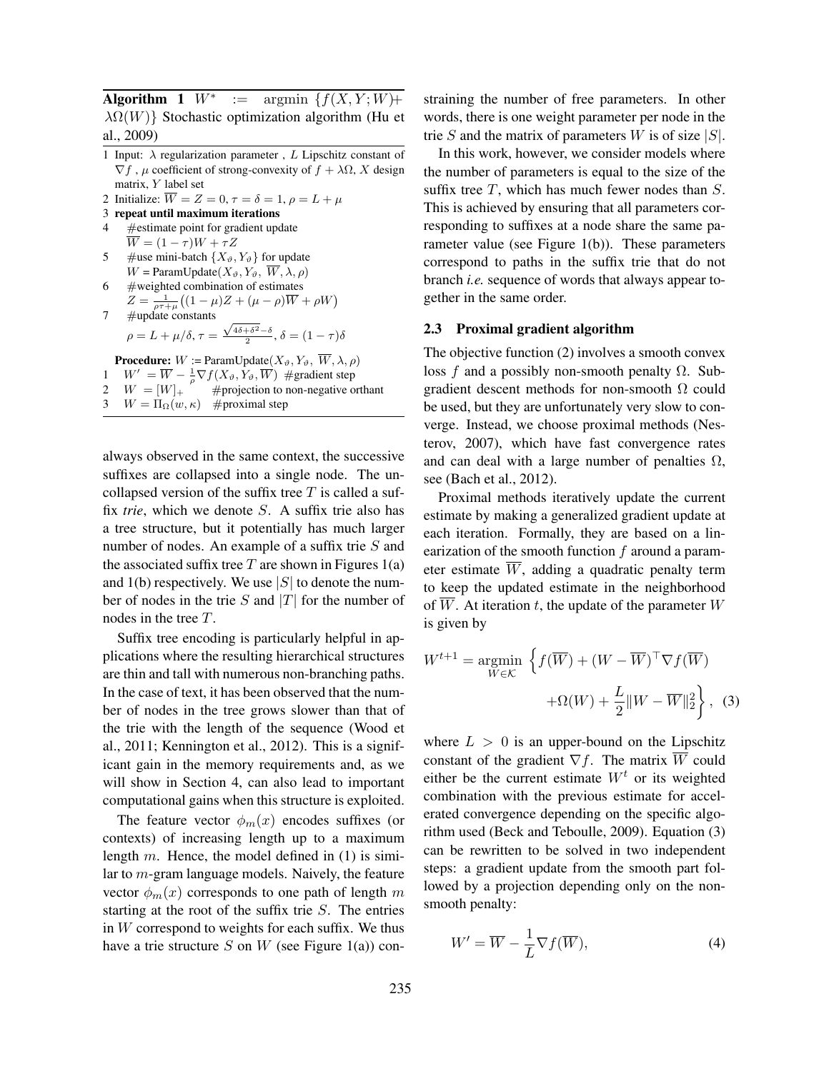**Algorithm 1** $W^* := \text{argmin } \{f(X, Y; W) + \lambda\Omega(W)\}$ Stochastic optimization algorithm (Hu et al., 2009)

1 Input: $\lambda$ regularization parameter , $L$ Lipschitz constant of $\nabla f$ , $\mu$ coefficient of strong-convexity of $f + \lambda\Omega$, $X$ design matrix, $Y$ label set
2 Initialize: $\overline{W} = Z = 0, \tau = \delta = 1, \rho = L + \mu$
3 **repeat until maximum iterations**
4 #estimate point for gradient update
$\overline{W} = (1 - \tau)W + \tau Z$
5 #use mini-batch $\{X_\vartheta, Y_\vartheta\}$ for update
$W = \text{ParamUpdate}(X_\vartheta, Y_\vartheta, \overline{W}, \lambda, \rho)$
6 #weighted combination of estimates
$Z = \frac{1}{\rho\tau + \mu}\big((1 - \mu)Z + (\mu - \rho)\overline{W} + \rho W\big)$
7 #update constants
$\rho = L + \mu/\delta, \tau = \frac{\sqrt{4\delta + \delta^2} - \delta}{2}, \delta = (1 - \tau)\delta$

**Procedure:** $W := \text{ParamUpdate}(X_\vartheta, Y_\vartheta, \overline{W}, \lambda, \rho)$
1 $W' = \overline{W} - \frac{1}{\rho}\nabla f(X_\vartheta, Y_\vartheta, \overline{W})$ #gradient step
2 $W = [W]_+$ #projection to non-negative orthant
3 $W = \Pi_\Omega(w, \kappa)$ #proximal step

always observed in the same context, the successive suffixes are collapsed into a single node. The uncollapsed version of the suffix tree $T$ is called a suffix *trie*, which we denote $S$. A suffix trie also has a tree structure, but it potentially has much larger number of nodes. An example of a suffix trie $S$ and the associated suffix tree $T$ are shown in Figures 1(a) and 1(b) respectively. We use $|S|$ to denote the number of nodes in the trie $S$ and $|T|$ for the number of nodes in the tree $T$.

Suffix tree encoding is particularly helpful in applications where the resulting hierarchical structures are thin and tall with numerous non-branching paths. In the case of text, it has been observed that the number of nodes in the tree grows slower than that of the trie with the length of the sequence (Wood et al., 2011; Kennington et al., 2012). This is a significant gain in the memory requirements and, as we will show in Section 4, can also lead to important computational gains when this structure is exploited.

The feature vector $\phi_m(x)$ encodes suffixes (or contexts) of increasing length up to a maximum length $m$. Hence, the model defined in (1) is similar to $m$-gram language models. Naively, the feature vector $\phi_m(x)$ corresponds to one path of length $m$ starting at the root of the suffix trie $S$. The entries in $W$ correspond to weights for each suffix. We thus have a trie structure $S$ on $W$ (see Figure 1(a)) constraining the number of free parameters. In other words, there is one weight parameter per node in the trie $S$ and the matrix of parameters $W$ is of size $|S|$.

In this work, however, we consider models where the number of parameters is equal to the size of the suffix tree $T$, which has much fewer nodes than $S$. This is achieved by ensuring that all parameters corresponding to suffixes at a node share the same parameter value (see Figure 1(b)). These parameters correspond to paths in the suffix trie that do not branch *i.e.* sequence of words that always appear together in the same order.

### 2.3 Proximal gradient algorithm

The objective function (2) involves a smooth convex loss $f$ and a possibly non-smooth penalty $\Omega$. Subgradient descent methods for non-smooth $\Omega$ could be used, but they are unfortunately very slow to converge. Instead, we choose proximal methods (Nesterov, 2007), which have fast convergence rates and can deal with a large number of penalties $\Omega$, see (Bach et al., 2012).

Proximal methods iteratively update the current estimate by making a generalized gradient update at each iteration. Formally, they are based on a linearization of the smooth function $f$ around a parameter estimate $\overline{W}$, adding a quadratic penalty term to keep the updated estimate in the neighborhood of $\overline{W}$. At iteration $t$, the update of the parameter $W$ is given by

$$W^{t+1} = \underset{W \in \mathcal{K}}{\text{argmin}} \left\{ f(\overline{W}) + (W - \overline{W})^\top \nabla f(\overline{W}) + \Omega(W) + \frac{L}{2}\|W - \overline{W}\|_2^2 \right\}, \quad (3)$$

where $L > 0$ is an upper-bound on the Lipschitz constant of the gradient $\nabla f$. The matrix $\overline{W}$ could either be the current estimate $W^t$ or its weighted combination with the previous estimate for accelerated convergence depending on the specific algorithm used (Beck and Teboulle, 2009). Equation (3) can be rewritten to be solved in two independent steps: a gradient update from the smooth part followed by a projection depending only on the non-smooth penalty:

$$W' = \overline{W} - \frac{1}{L}\nabla f(\overline{W}), \quad (4)$$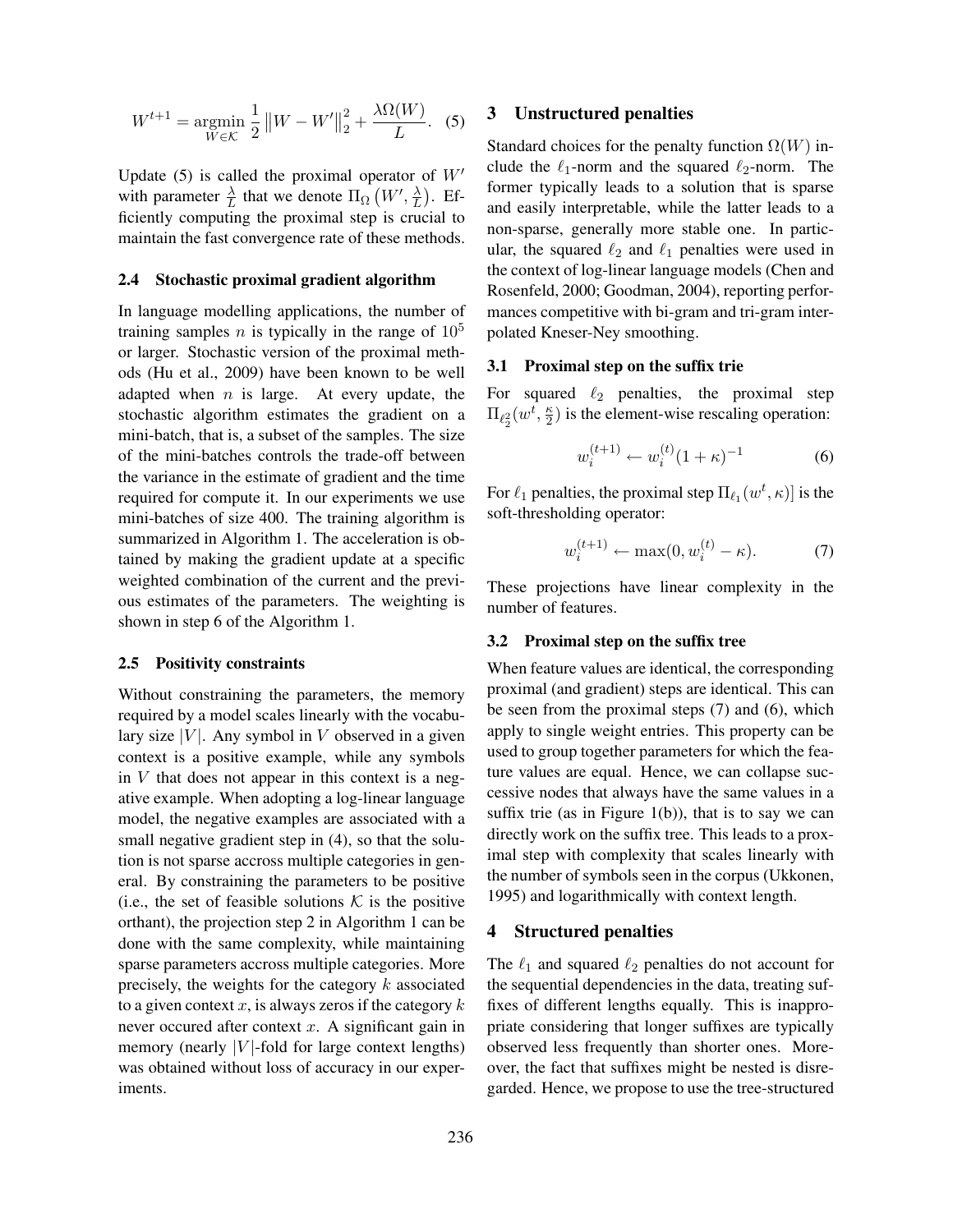$$W^{t+1} = \underset{W \in \mathcal{K}}{\operatorname{argmin}} \frac{1}{2} \left\| W - W' \right\|_2^2 + \frac{\lambda \Omega(W)}{L}. \quad (5)$$

Update (5) is called the proximal operator of $W'$ with parameter $\frac{\lambda}{L}$ that we denote $\Pi_\Omega \left( W', \frac{\lambda}{L} \right)$. Efficiently computing the proximal step is crucial to maintain the fast convergence rate of these methods.

### 2.4 Stochastic proximal gradient algorithm

In language modelling applications, the number of training samples $n$ is typically in the range of $10^5$ or larger. Stochastic version of the proximal methods (Hu et al., 2009) have been known to be well adapted when $n$ is large. At every update, the stochastic algorithm estimates the gradient on a mini-batch, that is, a subset of the samples. The size of the mini-batches controls the trade-off between the variance in the estimate of gradient and the time required for compute it. In our experiments we use mini-batches of size 400. The training algorithm is summarized in Algorithm 1. The acceleration is obtained by making the gradient update at a specific weighted combination of the current and the previous estimates of the parameters. The weighting is shown in step 6 of the Algorithm 1.

### 2.5 Positivity constraints

Without constraining the parameters, the memory required by a model scales linearly with the vocabulary size $|V|$. Any symbol in $V$ observed in a given context is a positive example, while any symbols in $V$ that does not appear in this context is a negative example. When adopting a log-linear language model, the negative examples are associated with a small negative gradient step in (4), so that the solution is not sparse accross multiple categories in general. By constraining the parameters to be positive (i.e., the set of feasible solutions $\mathcal{K}$ is the positive orthant), the projection step 2 in Algorithm 1 can be done with the same complexity, while maintaining sparse parameters accross multiple categories. More precisely, the weights for the category $k$ associated to a given context $x$, is always zeros if the category $k$ never occured after context $x$. A significant gain in memory (nearly $|V|$-fold for large context lengths) was obtained without loss of accuracy in our experiments.

## 3 Unstructured penalties

Standard choices for the penalty function $\Omega(W)$ include the $\ell_1$-norm and the squared $\ell_2$-norm. The former typically leads to a solution that is sparse and easily interpretable, while the latter leads to a non-sparse, generally more stable one. In particular, the squared $\ell_2$ and $\ell_1$ penalties were used in the context of log-linear language models (Chen and Rosenfeld, 2000; Goodman, 2004), reporting performances competitive with bi-gram and tri-gram interpolated Kneser-Ney smoothing.

### 3.1 Proximal step on the suffix trie

For squared $\ell_2$ penalties, the proximal step $\Pi_{\ell_2^2}(w^t, \frac{\kappa}{2})$ is the element-wise rescaling operation:

$$w_i^{(t+1)} \leftarrow w_i^{(t)} (1 + \kappa)^{-1} \quad (6)$$

For $\ell_1$ penalties, the proximal step $\Pi_{\ell_1}(w^t, \kappa)]$ is the soft-thresholding operator:

$$w_i^{(t+1)} \leftarrow \max(0, w_i^{(t)} - \kappa). \quad (7)$$

These projections have linear complexity in the number of features.

### 3.2 Proximal step on the suffix tree

When feature values are identical, the corresponding proximal (and gradient) steps are identical. This can be seen from the proximal steps (7) and (6), which apply to single weight entries. This property can be used to group together parameters for which the feature values are equal. Hence, we can collapse successive nodes that always have the same values in a suffix trie (as in Figure 1(b)), that is to say we can directly work on the suffix tree. This leads to a proximal step with complexity that scales linearly with the number of symbols seen in the corpus (Ukkonen, 1995) and logarithmically with context length.

## 4 Structured penalties

The $\ell_1$ and squared $\ell_2$ penalties do not account for the sequential dependencies in the data, treating suffixes of different lengths equally. This is inappropriate considering that longer suffixes are typically observed less frequently than shorter ones. Moreover, the fact that suffixes might be nested is disregarded. Hence, we propose to use the tree-structured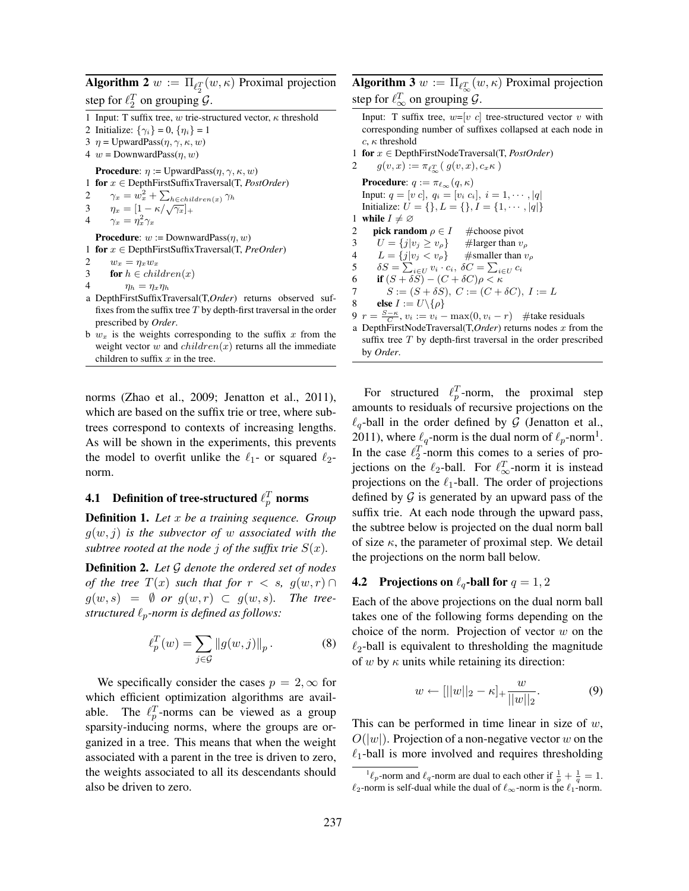**Algorithm 2** $w := \Pi_{\ell_2^T}(w, \kappa)$ Proximal projection step for $\ell_2^T$ on grouping $\mathcal{G}$.

```
1 Input: T suffix tree, w trie-structured vector, κ threshold
2 Initialize: {γ_i} = 0, {η_i} = 1
3 η = UpwardPass(η, γ, κ, w)
4 w = DownwardPass(η, w)

Procedure: η := UpwardPass(η, γ, κ, w)
1 for x ∈ DepthFirstSuffixTraversal(T, PostOrder)
2     γ_x = w_x^2 + Σ_{h ∈ children(x)} γ_h
3     η_x = [1 − κ/√γ_x]_+
4     γ_x = η_x^2 γ_x

Procedure: w := DownwardPass(η, w)
1 for x ∈ DepthFirstSuffixTraversal(T, PreOrder)
2     w_x = η_x w_x
3     for h ∈ children(x)
4         η_h = η_x η_h
```

a DepthFirstSuffixTraversal(T,*Order*) returns observed suffixes from the suffix tree $T$ by depth-first traversal in the order prescribed by *Order*.

b $w_x$ is the weights corresponding to the suffix $x$ from the weight vector $w$ and $children(x)$ returns all the immediate children to suffix $x$ in the tree.

**Algorithm 3** $w := \Pi_{\ell_\infty^T}(w, \kappa)$ Proximal projection step for $\ell_\infty^T$ on grouping $\mathcal{G}$.

```
Input: T suffix tree, w=[v c] tree-structured vector v with
corresponding number of suffixes collapsed at each node in
c, κ threshold
1 for x ∈ DepthFirstNodeTraversal(T, PostOrder)
2     g(v, x) := π_{ℓ∞^T}( g(v, x), c_x κ )

Procedure: q := π_{ℓ∞}(q, κ)
Input: q = [v c], q_i = [v_i c_i], i = 1, ..., |q|
Initialize: U = {}, L = {}, I = {1, ..., |q|}
1 while I ≠ ∅
2     pick random ρ ∈ I      #choose pivot
3     U = {j | v_j ≥ v_ρ}    #larger than v_ρ
4     L = {j | v_j < v_ρ}    #smaller than v_ρ
5     δS = Σ_{i∈U} v_i · c_i,  δC = Σ_{i∈U} c_i
6     if (S + δS) − (C + δC)ρ < κ
7         S := (S + δS), C := (C + δC), I := L
8     else I := U\{ρ}
9 r = (S − κ)/C, v_i := v_i − max(0, v_i − r)   #take residuals
```

a DepthFirstNodeTraversal(T,*Order*) returns nodes $x$ from the suffix tree $T$ by depth-first traversal in the order prescribed by *Order*.

norms (Zhao et al., 2009; Jenatton et al., 2011), which are based on the suffix trie or tree, where subtrees correspond to contexts of increasing lengths. As will be shown in the experiments, this prevents the model to overfit unlike the $\ell_1$- or squared $\ell_2$-norm.

### 4.1 Definition of tree-structured $\ell_p^T$ norms

**Definition 1.** *Let $x$ be a training sequence. Group $g(w, j)$ is the subvector of $w$ associated with the subtree rooted at the node $j$ of the suffix trie $S(x)$.*

**Definition 2.** *Let $\mathcal{G}$ denote the ordered set of nodes of the tree $T(x)$ such that for $r < s$, $g(w, r) \cap g(w, s) = \emptyset$ or $g(w, r) \subset g(w, s)$. The tree-structured $\ell_p$-norm is defined as follows:*

$$\ell_p^T(w) = \sum_{j \in \mathcal{G}} \|g(w, j)\|_p \,. \tag{8}$$

We specifically consider the cases $p = 2, \infty$ for which efficient optimization algorithms are available. The $\ell_p^T$-norms can be viewed as a group sparsity-inducing norms, where the groups are organized in a tree. This means that when the weight associated with a parent in the tree is driven to zero, the weights associated to all its descendants should also be driven to zero.

For structured $\ell_p^T$-norm, the proximal step amounts to residuals of recursive projections on the $\ell_q$-ball in the order defined by $\mathcal{G}$ (Jenatton et al., 2011), where $\ell_q$-norm is the dual norm of $\ell_p$-norm[1]. In the case $\ell_2^T$-norm this comes to a series of projections on the $\ell_2$-ball. For $\ell_\infty^T$-norm it is instead projections on the $\ell_1$-ball. The order of projections defined by $\mathcal{G}$ is generated by an upward pass of the suffix trie. At each node through the upward pass, the subtree below is projected on the dual norm ball of size $\kappa$, the parameter of proximal step. We detail the projections on the norm ball below.

### 4.2 Projections on $\ell_q$-ball for $q = 1, 2$

Each of the above projections on the dual norm ball takes one of the following forms depending on the choice of the norm. Projection of vector $w$ on the $\ell_2$-ball is equivalent to thresholding the magnitude of $w$ by $\kappa$ units while retaining its direction:

$$w \leftarrow [||w||_2 - \kappa]_+ \frac{w}{||w||_2}. \tag{9}$$

This can be performed in time linear in size of $w$, $O(|w|)$. Projection of a non-negative vector $w$ on the $\ell_1$-ball is more involved and requires thresholding

[1] $\ell_p$-norm and $\ell_q$-norm are dual to each other if $\frac{1}{p} + \frac{1}{q} = 1$. $\ell_2$-norm is self-dual while the dual of $\ell_\infty$-norm is the $\ell_1$-norm.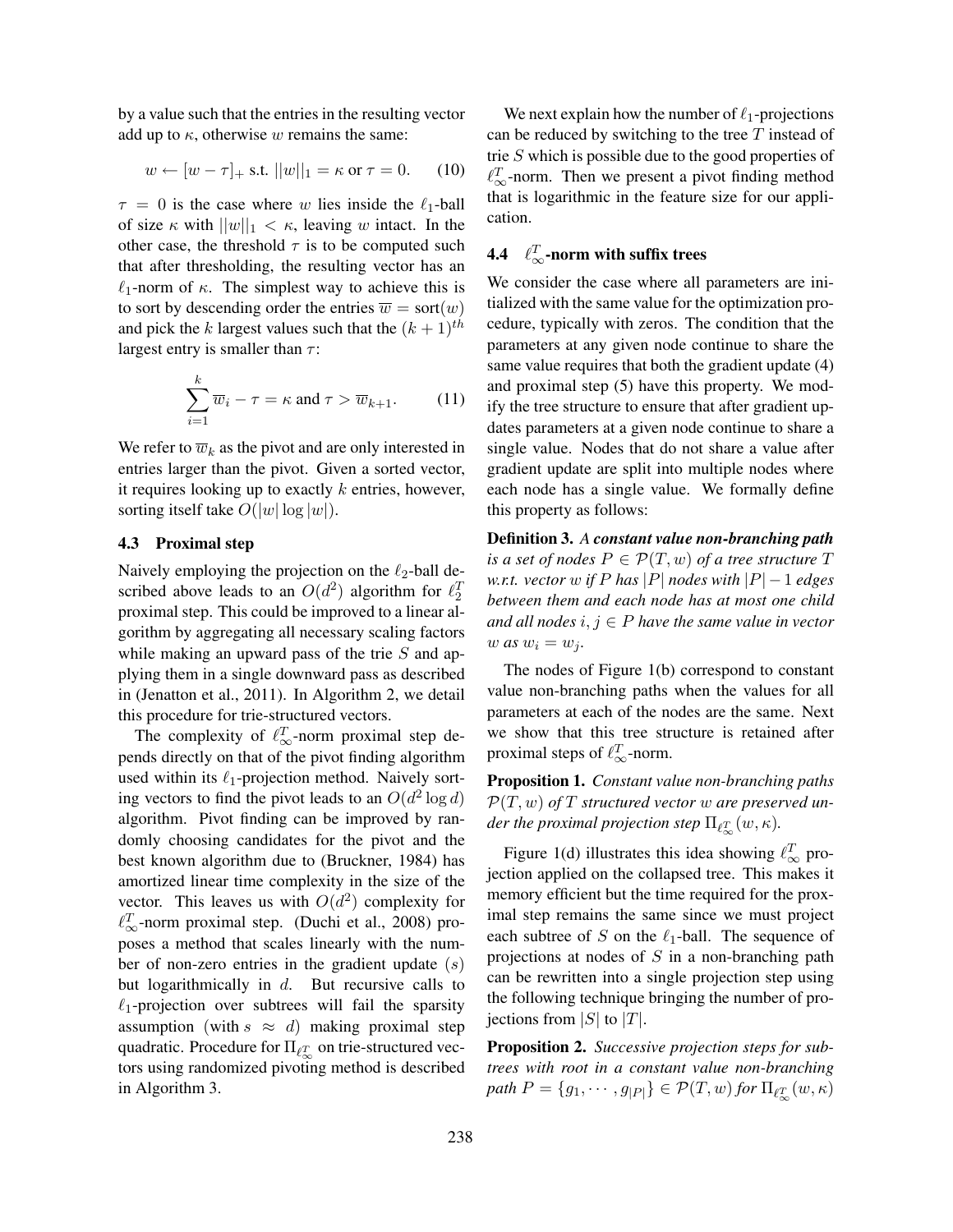by a value such that the entries in the resulting vector add up to $\kappa$, otherwise $w$ remains the same:

$$w \leftarrow [w - \tau]_+ \text{ s.t. } ||w||_1 = \kappa \text{ or } \tau = 0. \quad (10)$$

$\tau = 0$ is the case where $w$ lies inside the $\ell_1$-ball of size $\kappa$ with $||w||_1 < \kappa$, leaving $w$ intact. In the other case, the threshold $\tau$ is to be computed such that after thresholding, the resulting vector has an $\ell_1$-norm of $\kappa$. The simplest way to achieve this is to sort by descending order the entries $\overline{w} = \text{sort}(w)$ and pick the $k$ largest values such that the $(k+1)^{th}$ largest entry is smaller than $\tau$:

$$\sum_{i=1}^{k} \overline{w}_i - \tau = \kappa \text{ and } \tau > \overline{w}_{k+1}. \quad (11)$$

We refer to $\overline{w}_k$ as the pivot and are only interested in entries larger than the pivot. Given a sorted vector, it requires looking up to exactly $k$ entries, however, sorting itself take $O(|w| \log |w|)$.

### 4.3 Proximal step

Naively employing the projection on the $\ell_2$-ball described above leads to an $O(d^2)$ algorithm for $\ell_2^T$ proximal step. This could be improved to a linear algorithm by aggregating all necessary scaling factors while making an upward pass of the trie $S$ and applying them in a single downward pass as described in (Jenatton et al., 2011). In Algorithm 2, we detail this procedure for trie-structured vectors.

The complexity of $\ell_\infty^T$-norm proximal step depends directly on that of the pivot finding algorithm used within its $\ell_1$-projection method. Naively sorting vectors to find the pivot leads to an $O(d^2 \log d)$ algorithm. Pivot finding can be improved by randomly choosing candidates for the pivot and the best known algorithm due to (Bruckner, 1984) has amortized linear time complexity in the size of the vector. This leaves us with $O(d^2)$ complexity for $\ell_\infty^T$-norm proximal step. (Duchi et al., 2008) proposes a method that scales linearly with the number of non-zero entries in the gradient update $(s)$ but logarithmically in $d$. But recursive calls to $\ell_1$-projection over subtrees will fail the sparsity assumption (with $s \approx d$) making proximal step quadratic. Procedure for $\Pi_{\ell_\infty^T}$ on trie-structured vectors using randomized pivoting method is described in Algorithm 3.

We next explain how the number of $\ell_1$-projections can be reduced by switching to the tree $T$ instead of trie $S$ which is possible due to the good properties of $\ell_\infty^T$-norm. Then we present a pivot finding method that is logarithmic in the feature size for our application.

### 4.4 $\ell_\infty^T$-norm with suffix trees

We consider the case where all parameters are initialized with the same value for the optimization procedure, typically with zeros. The condition that the parameters at any given node continue to share the same value requires that both the gradient update (4) and proximal step (5) have this property. We modify the tree structure to ensure that after gradient updates parameters at a given node continue to share a single value. Nodes that do not share a value after gradient update are split into multiple nodes where each node has a single value. We formally define this property as follows:

**Definition 3.** *A **constant value non-branching path** is a set of nodes $P \in \mathcal{P}(T, w)$ of a tree structure $T$ w.r.t. vector $w$ if $P$ has $|P|$ nodes with $|P| - 1$ edges between them and each node has at most one child and all nodes $i, j \in P$ have the same value in vector $w$ as $w_i = w_j$.*

The nodes of Figure 1(b) correspond to constant value non-branching paths when the values for all parameters at each of the nodes are the same. Next we show that this tree structure is retained after proximal steps of $\ell_\infty^T$-norm.

**Proposition 1.** *Constant value non-branching paths $\mathcal{P}(T, w)$ of $T$ structured vector $w$ are preserved under the proximal projection step $\Pi_{\ell_\infty^T}(w, \kappa)$.*

Figure 1(d) illustrates this idea showing $\ell_\infty^T$ projection applied on the collapsed tree. This makes it memory efficient but the time required for the proximal step remains the same since we must project each subtree of $S$ on the $\ell_1$-ball. The sequence of projections at nodes of $S$ in a non-branching path can be rewritten into a single projection step using the following technique bringing the number of projections from $|S|$ to $|T|$.

**Proposition 2.** *Successive projection steps for subtrees with root in a constant value non-branching path $P = \{g_1, \cdots, g_{|P|}\} \in \mathcal{P}(T, w)$ for $\Pi_{\ell_\infty^T}(w, \kappa)$*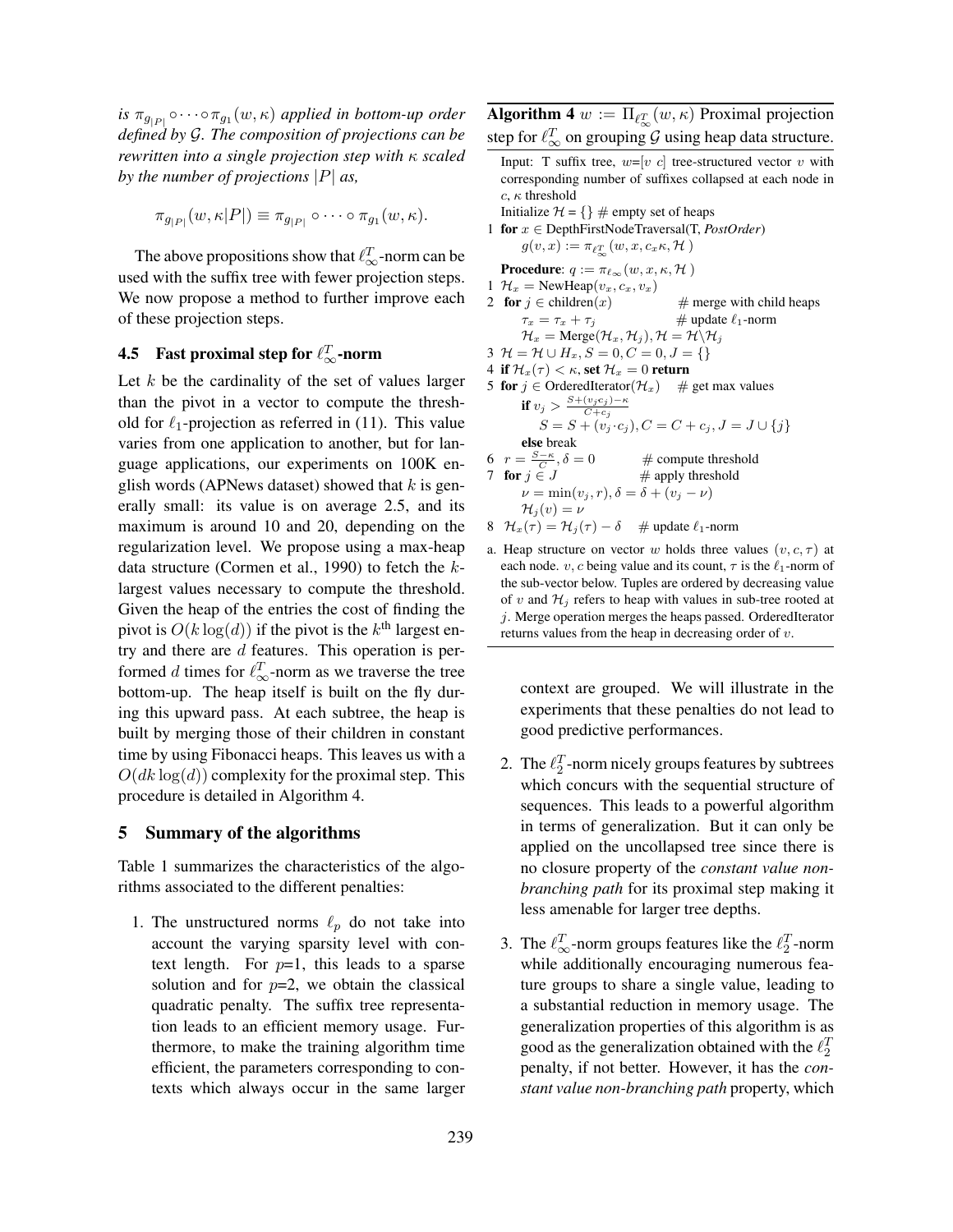*is $\pi_{g_{|P|}} \circ \cdots \circ \pi_{g_1}(w, \kappa)$ applied in bottom-up order defined by $\mathcal{G}$. The composition of projections can be rewritten into a single projection step with $\kappa$ scaled by the number of projections $|P|$ as,*

$$\pi_{g_{|P|}}(w, \kappa|P|) \equiv \pi_{g_{|P|}} \circ \cdots \circ \pi_{g_1}(w, \kappa).$$

The above propositions show that $\ell_\infty^T$-norm can be used with the suffix tree with fewer projection steps. We now propose a method to further improve each of these projection steps.

### 4.5 Fast proximal step for $\ell_\infty^T$-norm

Let $k$ be the cardinality of the set of values larger than the pivot in a vector to compute the threshold for $\ell_1$-projection as referred in (11). This value varies from one application to another, but for language applications, our experiments on 100K english words (APNews dataset) showed that $k$ is generally small: its value is on average 2.5, and its maximum is around 10 and 20, depending on the regularization level. We propose using a max-heap data structure (Cormen et al., 1990) to fetch the $k$-largest values necessary to compute the threshold. Given the heap of the entries the cost of finding the pivot is $O(k \log(d))$ if the pivot is the $k^{\text{th}}$ largest entry and there are $d$ features. This operation is performed $d$ times for $\ell_\infty^T$-norm as we traverse the tree bottom-up. The heap itself is built on the fly during this upward pass. At each subtree, the heap is built by merging those of their children in constant time by using Fibonacci heaps. This leaves us with a $O(dk \log(d))$ complexity for the proximal step. This procedure is detailed in Algorithm 4.

**Algorithm 4** $w := \Pi_{\ell_\infty^T}(w, \kappa)$ Proximal projection step for $\ell_\infty^T$ on grouping $\mathcal{G}$ using heap data structure.

Input: T suffix tree, $w$=[$v$ $c$] tree-structured vector $v$ with corresponding number of suffixes collapsed at each node in $c$, $\kappa$ threshold

Initialize $\mathcal{H}$ = {} # empty set of heaps

1 **for** $x \in$ DepthFirstNodeTraversal(T, *PostOrder*)
  $g(v, x) := \pi_{\ell_\infty^T}(w, x, c_x\kappa, \mathcal{H})$

**Procedure**: $q := \pi_{\ell_\infty}(w, x, \kappa, \mathcal{H})$

1 $\mathcal{H}_x$ = NewHeap($v_x, c_x, v_x$)
2 **for** $j \in$ children($x$)  # merge with child heaps
  $\tau_x = \tau_x + \tau_j$  # update $\ell_1$-norm
  $\mathcal{H}_x$ = Merge($\mathcal{H}_x, \mathcal{H}_j$), $\mathcal{H} = \mathcal{H} \backslash \mathcal{H}_j$
3 $\mathcal{H} = \mathcal{H} \cup H_x, S = 0, C = 0, J = \{\}$
4 **if** $\mathcal{H}_x(\tau) < \kappa$, **set** $\mathcal{H}_x = 0$ **return**
5 **for** $j \in$ OrderedIterator($\mathcal{H}_x$)  # get max values
  **if** $v_j > \frac{S + (v_j c_j) - \kappa}{C + c_j}$
    $S = S + (v_j \cdot c_j), C = C + c_j, J = J \cup \{j\}$
  **else** break
6 $r = \frac{S - \kappa}{C}, \delta = 0$  # compute threshold
7 **for** $j \in J$  # apply threshold
  $\nu = \min(v_j, r), \delta = \delta + (v_j - \nu)$
  $\mathcal{H}_j(v) = \nu$
8 $\mathcal{H}_x(\tau) = \mathcal{H}_j(\tau) - \delta$  # update $\ell_1$-norm

a. Heap structure on vector $w$ holds three values $(v, c, \tau)$ at each node. $v, c$ being value and its count, $\tau$ is the $\ell_1$-norm of the sub-vector below. Tuples are ordered by decreasing value of $v$ and $\mathcal{H}_j$ refers to heap with values in sub-tree rooted at $j$. Merge operation merges the heaps passed. OrderedIterator returns values from the heap in decreasing order of $v$.

## 5 Summary of the algorithms

Table 1 summarizes the characteristics of the algorithms associated to the different penalties:

1. The unstructured norms $\ell_p$ do not take into account the varying sparsity level with context length. For $p$=1, this leads to a sparse solution and for $p$=2, we obtain the classical quadratic penalty. The suffix tree representation leads to an efficient memory usage. Furthermore, to make the training algorithm time efficient, the parameters corresponding to contexts which always occur in the same larger context are grouped. We will illustrate in the experiments that these penalties do not lead to good predictive performances.

2. The $\ell_2^T$-norm nicely groups features by subtrees which concurs with the sequential structure of sequences. This leads to a powerful algorithm in terms of generalization. But it can only be applied on the uncollapsed tree since there is no closure property of the *constant value non-branching path* for its proximal step making it less amenable for larger tree depths.

3. The $\ell_\infty^T$-norm groups features like the $\ell_2^T$-norm while additionally encouraging numerous feature groups to share a single value, leading to a substantial reduction in memory usage. The generalization properties of this algorithm is as good as the generalization obtained with the $\ell_2^T$ penalty, if not better. However, it has the *constant value non-branching path* property, which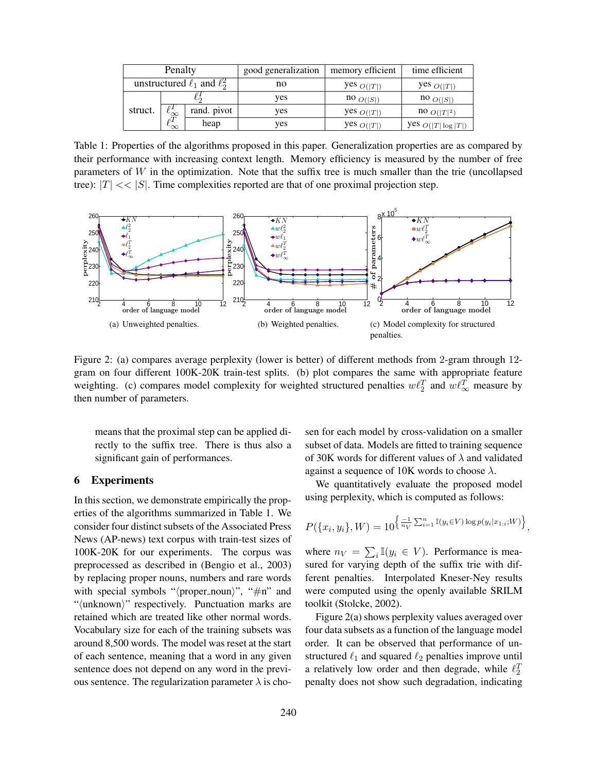| Penalty | | | good generalization | memory efficient | time efficient |
|---|---|---|---|---|---|
| unstructured $\ell_1$ and $\ell_2^2$ | | | no | yes $O(\lvert T \rvert)$ | yes $O(\lvert T \rvert)$ |
| struct. | $\ell_2^T$ | | yes | no $O(\lvert S \rvert)$ | no $O(\lvert S \rvert)$ |
| | $\ell_\infty^T$ | rand. pivot | yes | yes $O(\lvert T \rvert)$ | no $O(\lvert T \rvert^2)$ |
| | $\ell_\infty^T$ | heap | yes | yes $O(\lvert T \rvert)$ | yes $O(\lvert T \rvert \log \lvert T \rvert)$ |

Table 1: Properties of the algorithms proposed in this paper. Generalization properties are as compared by their performance with increasing context length. Memory efficiency is measured by the number of free parameters of $W$ in the optimization. Note that the suffix tree is much smaller than the trie (uncollapsed tree): $|T| << |S|$. Time complexities reported are that of one proximal projection step.

(a) Unweighted penalties.

(b) Weighted penalties.

(c) Model complexity for structured penalties.

Figure 2: (a) compares average perplexity (lower is better) of different methods from 2-gram through 12-gram on four different 100K-20K train-test splits. (b) plot compares the same with appropriate feature weighting. (c) compares model complexity for weighted structured penalties $w\ell_2^T$ and $w\ell_\infty^T$ measure by then number of parameters.

means that the proximal step can be applied directly to the suffix tree. There is thus also a significant gain of performances.

## 6 Experiments

In this section, we demonstrate empirically the properties of the algorithms summarized in Table 1. We consider four distinct subsets of the Associated Press News (AP-news) text corpus with train-test sizes of 100K-20K for our experiments. The corpus was preprocessed as described in (Bengio et al., 2003) by replacing proper nouns, numbers and rare words with special symbols "⟨proper_noun⟩", "#n" and "⟨unknown⟩" respectively. Punctuation marks are retained which are treated like other normal words. Vocabulary size for each of the training subsets was around 8,500 words. The model was reset at the start of each sentence, meaning that a word in any given sentence does not depend on any word in the previous sentence. The regularization parameter $\lambda$ is chosen for each model by cross-validation on a smaller subset of data. Models are fitted to training sequence of 30K words for different values of $\lambda$ and validated against a sequence of 10K words to choose $\lambda$.

We quantitatively evaluate the proposed model using perplexity, which is computed as follows:

$$P(\{x_i, y_i\}, W) = 10^{\left\{\frac{-1}{n_V}\sum_{i=1}^{n} \mathbb{I}(y_i \in V) \log p(y_i | x_{1:i}; W)\right\}},$$

where $n_V = \sum_i \mathbb{I}(y_i \in V)$. Performance is measured for varying depth of the suffix trie with different penalties. Interpolated Kneser-Ney results were computed using the openly available SRILM toolkit (Stolcke, 2002).

Figure 2(a) shows perplexity values averaged over four data subsets as a function of the language model order. It can be observed that performance of unstructured $\ell_1$ and squared $\ell_2$ penalties improve until a relatively low order and then degrade, while $\ell_2^T$ penalty does not show such degradation, indicating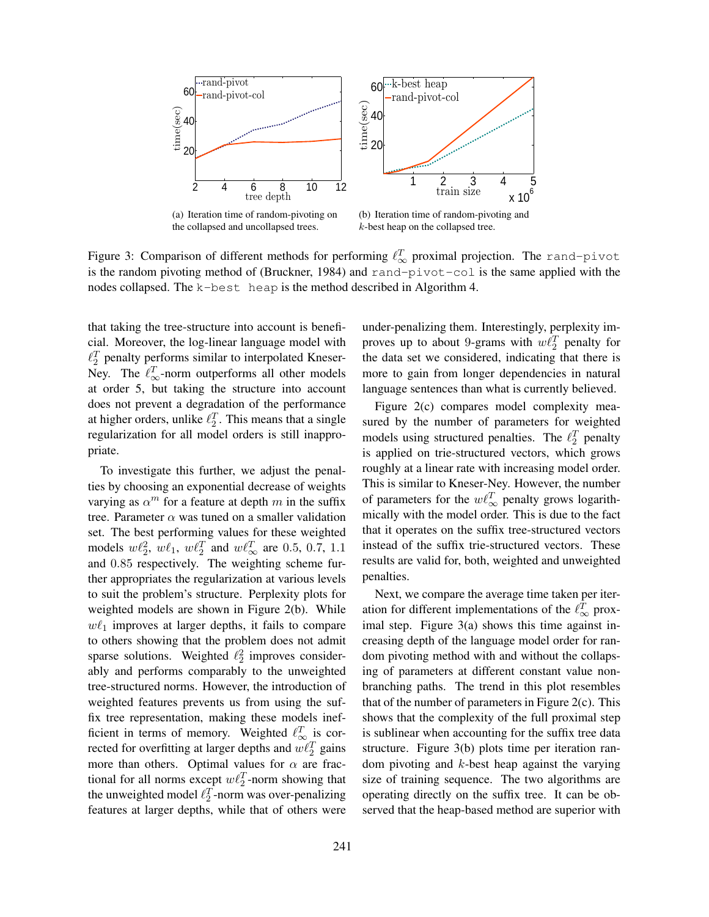(a) Iteration time of random-pivoting on the collapsed and uncollapsed trees.

(b) Iteration time of random-pivoting and $k$-best heap on the collapsed tree.

Figure 3: Comparison of different methods for performing $\ell_\infty^T$ proximal projection. The `rand-pivot` is the random pivoting method of (Bruckner, 1984) and `rand-pivot-col` is the same applied with the nodes collapsed. The `k-best heap` is the method described in Algorithm 4.

that taking the tree-structure into account is beneficial. Moreover, the log-linear language model with $\ell_2^T$ penalty performs similar to interpolated Kneser-Ney. The $\ell_\infty^T$-norm outperforms all other models at order 5, but taking the structure into account does not prevent a degradation of the performance at higher orders, unlike $\ell_2^T$. This means that a single regularization for all model orders is still inappropriate.

To investigate this further, we adjust the penalties by choosing an exponential decrease of weights varying as $\alpha^m$ for a feature at depth $m$ in the suffix tree. Parameter $\alpha$ was tuned on a smaller validation set. The best performing values for these weighted models $w\ell_2^2$, $w\ell_1$, $w\ell_2^T$ and $w\ell_\infty^T$ are $0.5$, $0.7$, $1.1$ and $0.85$ respectively. The weighting scheme further appropriates the regularization at various levels to suit the problem's structure. Perplexity plots for weighted models are shown in Figure 2(b). While $w\ell_1$ improves at larger depths, it fails to compare to others showing that the problem does not admit sparse solutions. Weighted $\ell_2^2$ improves considerably and performs comparably to the unweighted tree-structured norms. However, the introduction of weighted features prevents us from using the suffix tree representation, making these models inefficient in terms of memory. Weighted $\ell_\infty^T$ is corrected for overfitting at larger depths and $w\ell_2^T$ gains more than others. Optimal values for $\alpha$ are fractional for all norms except $w\ell_2^T$-norm showing that the unweighted model $\ell_2^T$-norm was over-penalizing features at larger depths, while that of others were under-penalizing them. Interestingly, perplexity improves up to about 9-grams with $w\ell_2^T$ penalty for the data set we considered, indicating that there is more to gain from longer dependencies in natural language sentences than what is currently believed.

Figure 2(c) compares model complexity measured by the number of parameters for weighted models using structured penalties. The $\ell_2^T$ penalty is applied on trie-structured vectors, which grows roughly at a linear rate with increasing model order. This is similar to Kneser-Ney. However, the number of parameters for the $w\ell_\infty^T$ penalty grows logarithmically with the model order. This is due to the fact that it operates on the suffix tree-structured vectors instead of the suffix trie-structured vectors. These results are valid for, both, weighted and unweighted penalties.

Next, we compare the average time taken per iteration for different implementations of the $\ell_\infty^T$ proximal step. Figure 3(a) shows this time against increasing depth of the language model order for random pivoting method with and without the collapsing of parameters at different constant value non-branching paths. The trend in this plot resembles that of the number of parameters in Figure 2(c). This shows that the complexity of the full proximal step is sublinear when accounting for the suffix tree data structure. Figure 3(b) plots time per iteration random pivoting and $k$-best heap against the varying size of training sequence. The two algorithms are operating directly on the suffix tree. It can be observed that the heap-based method are superior with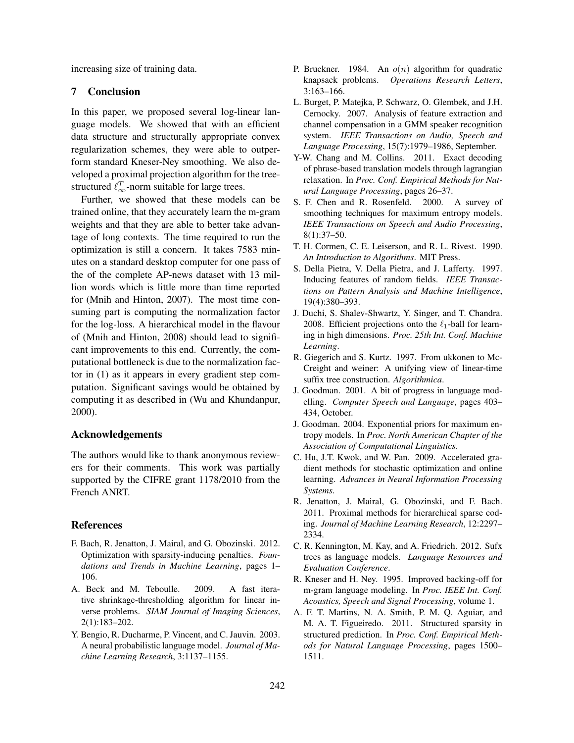increasing size of training data.

## 7 Conclusion

In this paper, we proposed several log-linear language models. We showed that with an efficient data structure and structurally appropriate convex regularization schemes, they were able to outperform standard Kneser-Ney smoothing. We also developed a proximal projection algorithm for the tree-structured $\ell_\infty^T$-norm suitable for large trees.

Further, we showed that these models can be trained online, that they accurately learn the m-gram weights and that they are able to better take advantage of long contexts. The time required to run the optimization is still a concern. It takes 7583 minutes on a standard desktop computer for one pass of the of the complete AP-news dataset with 13 million words which is little more than time reported for (Mnih and Hinton, 2007). The most time consuming part is computing the normalization factor for the log-loss. A hierarchical model in the flavour of (Mnih and Hinton, 2008) should lead to significant improvements to this end. Currently, the computational bottleneck is due to the normalization factor in (1) as it appears in every gradient step computation. Significant savings would be obtained by computing it as described in (Wu and Khundanpur, 2000).

## Acknowledgements

The authors would like to thank anonymous reviewers for their comments. This work was partially supported by the CIFRE grant 1178/2010 from the French ANRT.

## References

F. Bach, R. Jenatton, J. Mairal, and G. Obozinski. 2012. Optimization with sparsity-inducing penalties. *Foundations and Trends in Machine Learning*, pages 1–106.

A. Beck and M. Teboulle. 2009. A fast iterative shrinkage-thresholding algorithm for linear inverse problems. *SIAM Journal of Imaging Sciences*, 2(1):183–202.

Y. Bengio, R. Ducharme, P. Vincent, and C. Jauvin. 2003. A neural probabilistic language model. *Journal of Machine Learning Research*, 3:1137–1155.

P. Bruckner. 1984. An $o(n)$ algorithm for quadratic knapsack problems. *Operations Research Letters*, 3:163–166.

L. Burget, P. Matejka, P. Schwarz, O. Glembek, and J.H. Cernocky. 2007. Analysis of feature extraction and channel compensation in a GMM speaker recognition system. *IEEE Transactions on Audio, Speech and Language Processing*, 15(7):1979–1986, September.

Y-W. Chang and M. Collins. 2011. Exact decoding of phrase-based translation models through lagrangian relaxation. In *Proc. Conf. Empirical Methods for Natural Language Processing*, pages 26–37.

S. F. Chen and R. Rosenfeld. 2000. A survey of smoothing techniques for maximum entropy models. *IEEE Transactions on Speech and Audio Processing*, 8(1):37–50.

T. H. Cormen, C. E. Leiserson, and R. L. Rivest. 1990. *An Introduction to Algorithms*. MIT Press.

S. Della Pietra, V. Della Pietra, and J. Lafferty. 1997. Inducing features of random fields. *IEEE Transactions on Pattern Analysis and Machine Intelligence*, 19(4):380–393.

J. Duchi, S. Shalev-Shwartz, Y. Singer, and T. Chandra. 2008. Efficient projections onto the $\ell_1$-ball for learning in high dimensions. *Proc. 25th Int. Conf. Machine Learning*.

R. Giegerich and S. Kurtz. 1997. From ukkonen to McCreight and weiner: A unifying view of linear-time suffix tree construction. *Algorithmica*.

J. Goodman. 2001. A bit of progress in language modelling. *Computer Speech and Language*, pages 403–434, October.

J. Goodman. 2004. Exponential priors for maximum entropy models. In *Proc. North American Chapter of the Association of Computational Linguistics*.

C. Hu, J.T. Kwok, and W. Pan. 2009. Accelerated gradient methods for stochastic optimization and online learning. *Advances in Neural Information Processing Systems*.

R. Jenatton, J. Mairal, G. Obozinski, and F. Bach. 2011. Proximal methods for hierarchical sparse coding. *Journal of Machine Learning Research*, 12:2297–2334.

C. R. Kennington, M. Kay, and A. Friedrich. 2012. Sufx trees as language models. *Language Resources and Evaluation Conference*.

R. Kneser and H. Ney. 1995. Improved backing-off for m-gram language modeling. In *Proc. IEEE Int. Conf. Acoustics, Speech and Signal Processing*, volume 1.

A. F. T. Martins, N. A. Smith, P. M. Q. Aguiar, and M. A. T. Figueiredo. 2011. Structured sparsity in structured prediction. In *Proc. Conf. Empirical Methods for Natural Language Processing*, pages 1500–1511.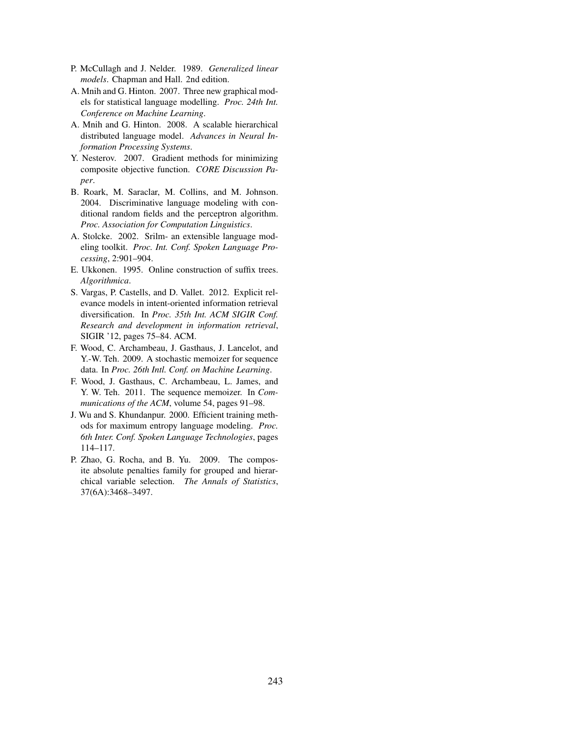P. McCullagh and J. Nelder. 1989. *Generalized linear models*. Chapman and Hall. 2nd edition.

A. Mnih and G. Hinton. 2007. Three new graphical models for statistical language modelling. *Proc. 24th Int. Conference on Machine Learning*.

A. Mnih and G. Hinton. 2008. A scalable hierarchical distributed language model. *Advances in Neural Information Processing Systems*.

Y. Nesterov. 2007. Gradient methods for minimizing composite objective function. *CORE Discussion Paper*.

B. Roark, M. Saraclar, M. Collins, and M. Johnson. 2004. Discriminative language modeling with conditional random fields and the perceptron algorithm. *Proc. Association for Computation Linguistics*.

A. Stolcke. 2002. Srilm- an extensible language modeling toolkit. *Proc. Int. Conf. Spoken Language Processing*, 2:901–904.

E. Ukkonen. 1995. Online construction of suffix trees. *Algorithmica*.

S. Vargas, P. Castells, and D. Vallet. 2012. Explicit relevance models in intent-oriented information retrieval diversification. In *Proc. 35th Int. ACM SIGIR Conf. Research and development in information retrieval*, SIGIR '12, pages 75–84. ACM.

F. Wood, C. Archambeau, J. Gasthaus, J. Lancelot, and Y.-W. Teh. 2009. A stochastic memoizer for sequence data. In *Proc. 26th Intl. Conf. on Machine Learning*.

F. Wood, J. Gasthaus, C. Archambeau, L. James, and Y. W. Teh. 2011. The sequence memoizer. In *Communications of the ACM*, volume 54, pages 91–98.

J. Wu and S. Khundanpur. 2000. Efficient training methods for maximum entropy language modeling. *Proc. 6th Inter. Conf. Spoken Language Technologies*, pages 114–117.

P. Zhao, G. Rocha, and B. Yu. 2009. The composite absolute penalties family for grouped and hierarchical variable selection. *The Annals of Statistics*, 37(6A):3468–3497.